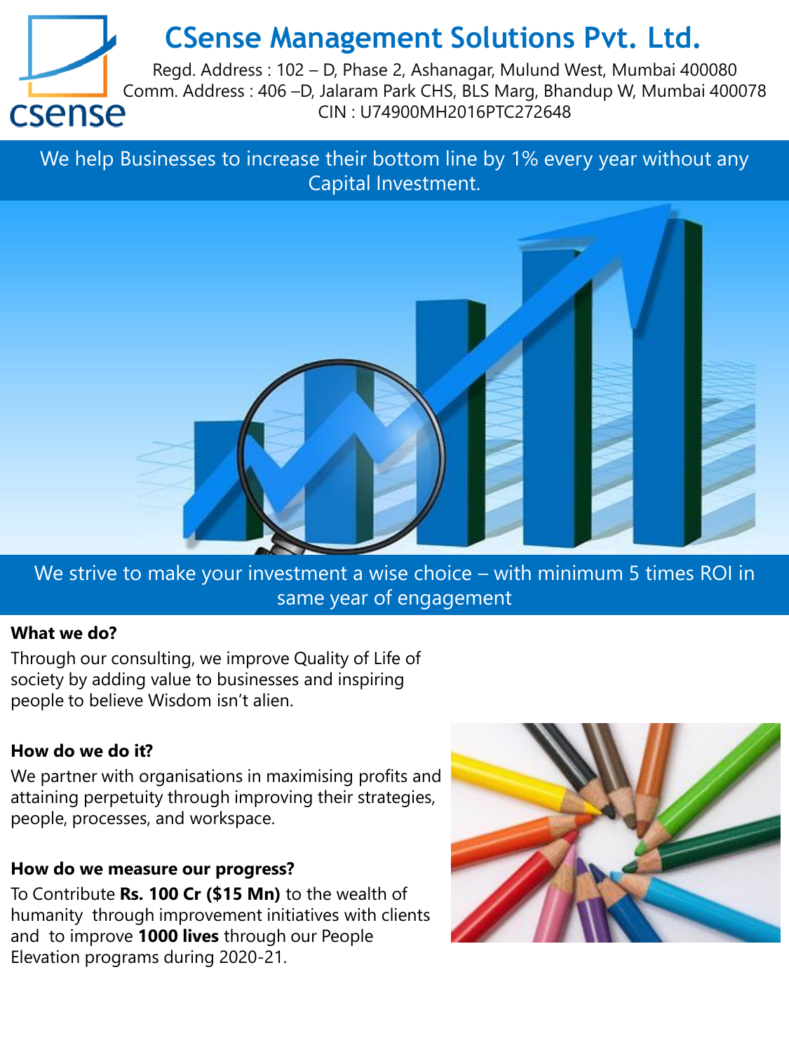# CSense Management Solutions Pvt. Ltd.

Regd. Address : 102 – D, Phase 2, Ashanagar, Mulund West, Mumbai 400080
Comm. Address : 406 –D, Jalaram Park CHS, BLS Marg, Bhandup W, Mumbai 400078
CIN : U74900MH2016PTC272648

We help Businesses to increase their bottom line by 1% every year without any Capital Investment.

We strive to make your investment a wise choice – with minimum 5 times ROI in same year of engagement

**What we do?**

Through our consulting, we improve Quality of Life of society by adding value to businesses and inspiring people to believe Wisdom isn't alien.

**How do we do it?**

We partner with organisations in maximising profits and attaining perpetuity through improving their strategies, people, processes, and workspace.

**How do we measure our progress?**

To Contribute **Rs. 100 Cr ($15 Mn)** to the wealth of humanity through improvement initiatives with clients and to improve **1000 lives** through our People Elevation programs during 2020-21.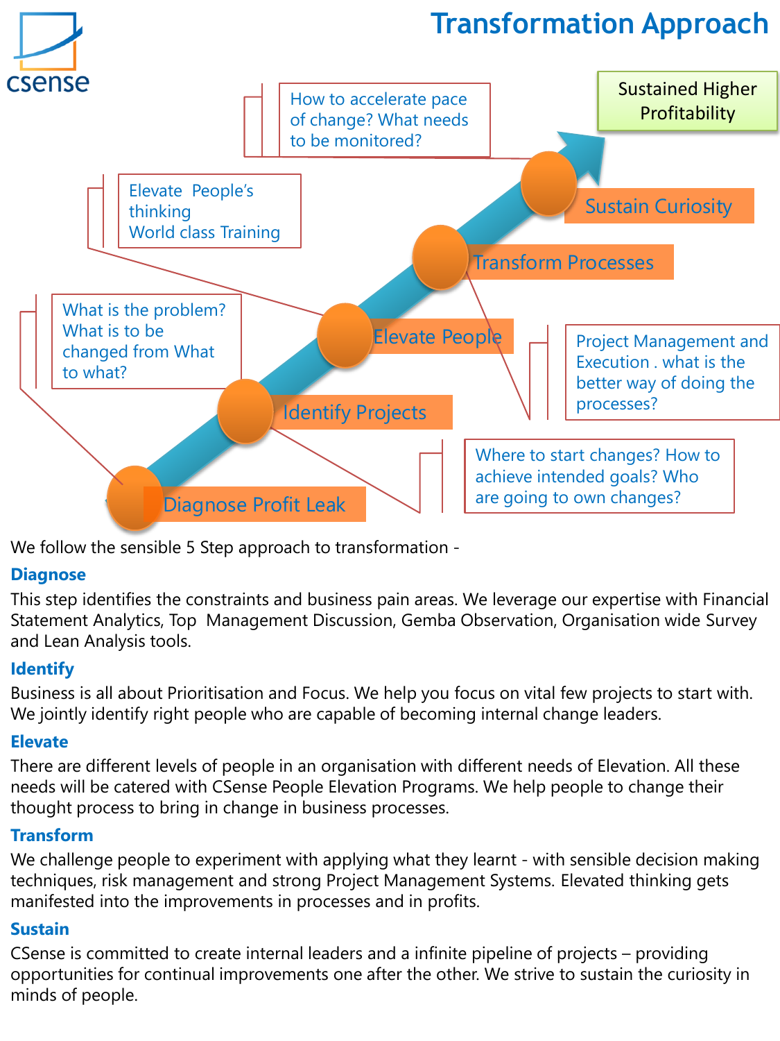# Transformation Approach

Sustained Higher Profitability

- **Diagnose Profit Leak** — What is the problem? What is to be changed from What to what?
- **Identify Projects** — Where to start changes? How to achieve intended goals? Who are going to own changes?
- **Elevate People** — Elevate People's thinking World class Training
- **Transform Processes** — Project Management and Execution . what is the better way of doing the processes?
- **Sustain Curiosity** — How to accelerate pace of change? What needs to be monitored?

We follow the sensible 5 Step approach to transformation -

## Diagnose

This step identifies the constraints and business pain areas. We leverage our expertise with Financial Statement Analytics, Top Management Discussion, Gemba Observation, Organisation wide Survey and Lean Analysis tools.

## Identify

Business is all about Prioritisation and Focus. We help you focus on vital few projects to start with. We jointly identify right people who are capable of becoming internal change leaders.

## Elevate

There are different levels of people in an organisation with different needs of Elevation. All these needs will be catered with CSense People Elevation Programs. We help people to change their thought process to bring in change in business processes.

## Transform

We challenge people to experiment with applying what they learnt - with sensible decision making techniques, risk management and strong Project Management Systems. Elevated thinking gets manifested into the improvements in processes and in profits.

## Sustain

CSense is committed to create internal leaders and a infinite pipeline of projects – providing opportunities for continual improvements one after the other. We strive to sustain the curiosity in minds of people.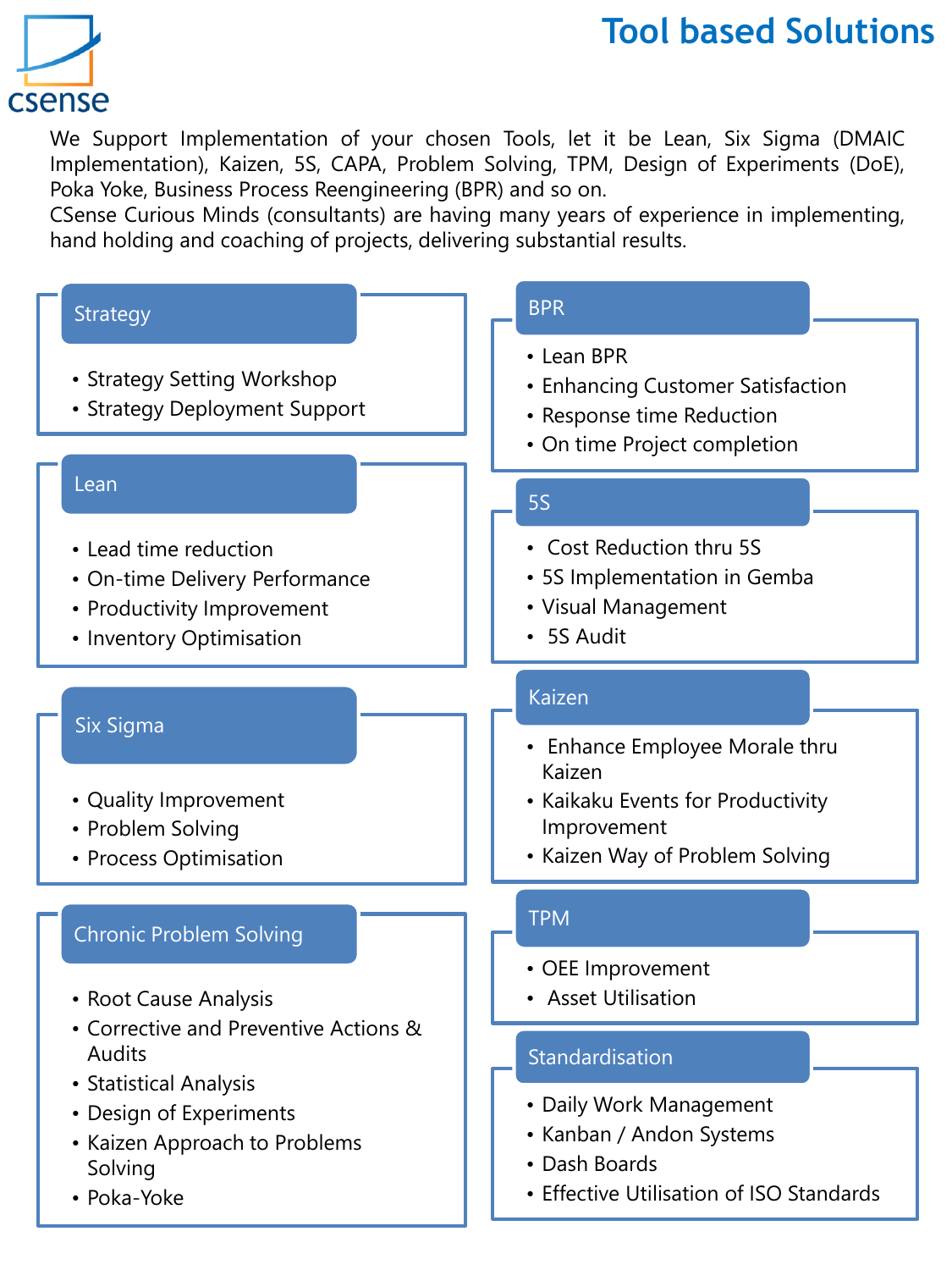# Tool based Solutions

We Support Implementation of your chosen Tools, let it be Lean, Six Sigma (DMAIC Implementation), Kaizen, 5S, CAPA, Problem Solving, TPM, Design of Experiments (DoE), Poka Yoke, Business Process Reengineering (BPR) and so on.
CSense Curious Minds (consultants) are having many years of experience in implementing, hand holding and coaching of projects, delivering substantial results.

## Strategy

- Strategy Setting Workshop
- Strategy Deployment Support

## Lean

- Lead time reduction
- On-time Delivery Performance
- Productivity Improvement
- Inventory Optimisation

## Six Sigma

- Quality Improvement
- Problem Solving
- Process Optimisation

## Chronic Problem Solving

- Root Cause Analysis
- Corrective and Preventive Actions & Audits
- Statistical Analysis
- Design of Experiments
- Kaizen Approach to Problems Solving
- Poka-Yoke

## BPR

- Lean BPR
- Enhancing Customer Satisfaction
- Response time Reduction
- On time Project completion

## 5S

- Cost Reduction thru 5S
- 5S Implementation in Gemba
- Visual Management
- 5S Audit

## Kaizen

- Enhance Employee Morale thru Kaizen
- Kaikaku Events for Productivity Improvement
- Kaizen Way of Problem Solving

## TPM

- OEE Improvement
- Asset Utilisation

## Standardisation

- Daily Work Management
- Kanban / Andon Systems
- Dash Boards
- Effective Utilisation of ISO Standards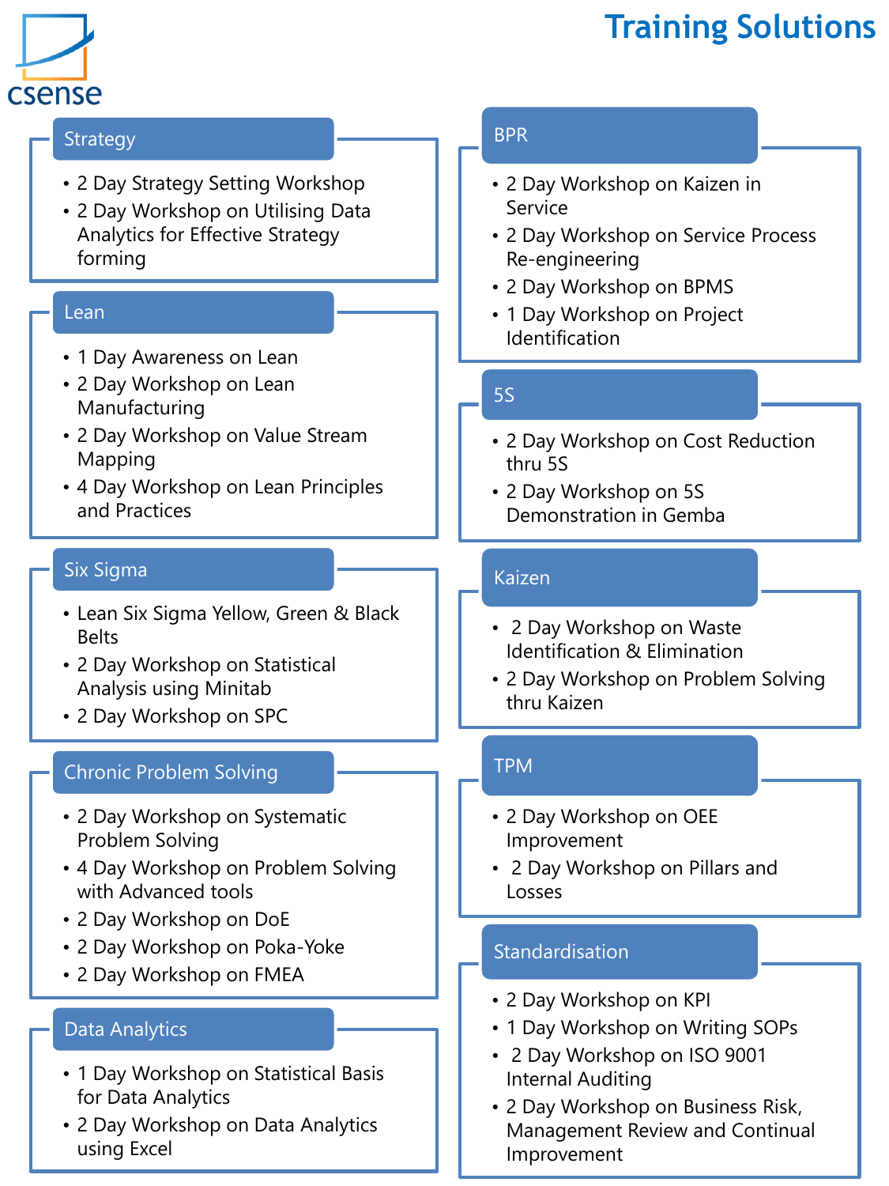# Training Solutions

csense

## Strategy

- 2 Day Strategy Setting Workshop
- 2 Day Workshop on Utilising Data Analytics for Effective Strategy forming

## Lean

- 1 Day Awareness on Lean
- 2 Day Workshop on Lean Manufacturing
- 2 Day Workshop on Value Stream Mapping
- 4 Day Workshop on Lean Principles and Practices

## Six Sigma

- Lean Six Sigma Yellow, Green & Black Belts
- 2 Day Workshop on Statistical Analysis using Minitab
- 2 Day Workshop on SPC

## Chronic Problem Solving

- 2 Day Workshop on Systematic Problem Solving
- 4 Day Workshop on Problem Solving with Advanced tools
- 2 Day Workshop on DoE
- 2 Day Workshop on Poka-Yoke
- 2 Day Workshop on FMEA

## Data Analytics

- 1 Day Workshop on Statistical Basis for Data Analytics
- 2 Day Workshop on Data Analytics using Excel

## BPR

- 2 Day Workshop on Kaizen in Service
- 2 Day Workshop on Service Process Re-engineering
- 2 Day Workshop on BPMS
- 1 Day Workshop on Project Identification

## 5S

- 2 Day Workshop on Cost Reduction thru 5S
- 2 Day Workshop on 5S Demonstration in Gemba

## Kaizen

- 2 Day Workshop on Waste Identification & Elimination
- 2 Day Workshop on Problem Solving thru Kaizen

## TPM

- 2 Day Workshop on OEE Improvement
- 2 Day Workshop on Pillars and Losses

## Standardisation

- 2 Day Workshop on KPI
- 1 Day Workshop on Writing SOPs
- 2 Day Workshop on ISO 9001 Internal Auditing
- 2 Day Workshop on Business Risk, Management Review and Continual Improvement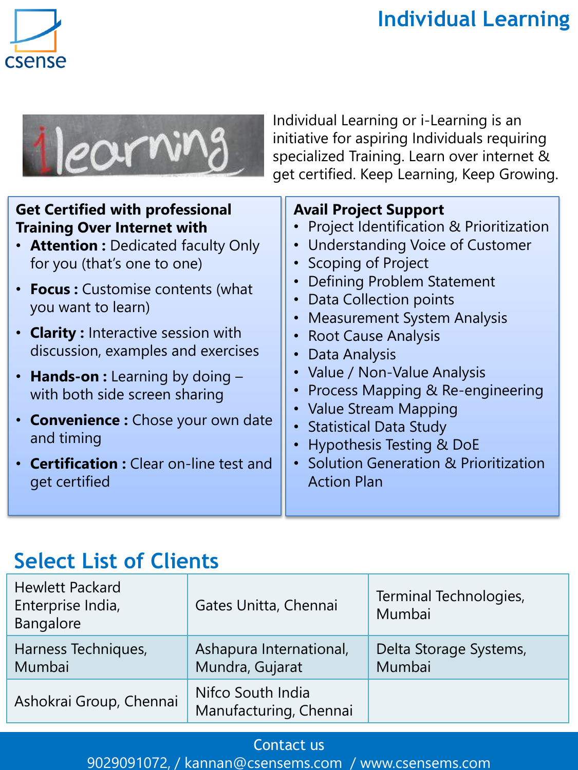# Individual Learning

Individual Learning or i-Learning is an initiative for aspiring Individuals requiring specialized Training. Learn over internet & get certified. Keep Learning, Keep Growing.

**Get Certified with professional Training Over Internet with**

- **Attention :** Dedicated faculty Only for you (that's one to one)
- **Focus :** Customise contents (what you want to learn)
- **Clarity :** Interactive session with discussion, examples and exercises
- **Hands-on :** Learning by doing – with both side screen sharing
- **Convenience :** Chose your own date and timing
- **Certification :** Clear on-line test and get certified

**Avail Project Support**

- Project Identification & Prioritization
- Understanding Voice of Customer
- Scoping of Project
- Defining Problem Statement
- Data Collection points
- Measurement System Analysis
- Root Cause Analysis
- Data Analysis
- Value / Non-Value Analysis
- Process Mapping & Re-engineering
- Value Stream Mapping
- Statistical Data Study
- Hypothesis Testing & DoE
- Solution Generation & Prioritization Action Plan

## Select List of Clients

| | | |
|---|---|---|
| Hewlett Packard Enterprise India, Bangalore | Gates Unitta, Chennai | Terminal Technologies, Mumbai |
| Harness Techniques, Mumbai | Ashapura International, Mundra, Gujarat | Delta Storage Systems, Mumbai |
| Ashokrai Group, Chennai | Nifco South India Manufacturing, Chennai | |

Contact us
9029091072, / kannan@csensems.com / www.csensems.com